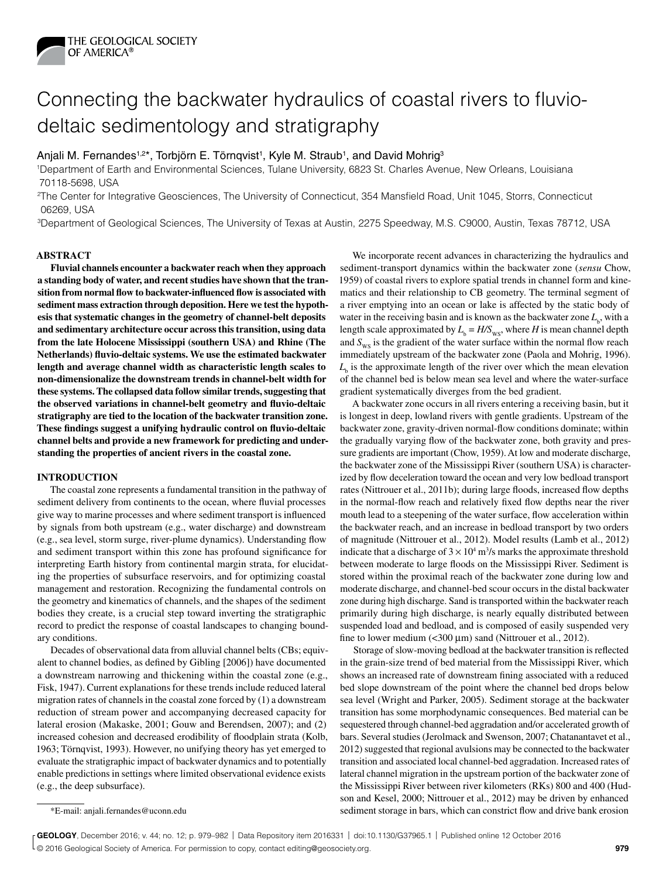# Connecting the backwater hydraulics of coastal rivers to fluvio-deltaic sedimentology and stratigraphy

Anjali M. Fernandes[1,2]*, Torbjörn E. Törnqvist[1], Kyle M. Straub[1], and David Mohrig[3]

[1]Department of Earth and Environmental Sciences, Tulane University, 6823 St. Charles Avenue, New Orleans, Louisiana 70118-5698, USA

[2]The Center for Integrative Geosciences, The University of Connecticut, 354 Mansfield Road, Unit 1045, Storrs, Connecticut 06269, USA

[3]Department of Geological Sciences, The University of Texas at Austin, 2275 Speedway, M.S. C9000, Austin, Texas 78712, USA

## ABSTRACT

**Fluvial channels encounter a backwater reach when they approach a standing body of water, and recent studies have shown that the transition from normal flow to backwater-influenced flow is associated with sediment mass extraction through deposition. Here we test the hypothesis that systematic changes in the geometry of channel-belt deposits and sedimentary architecture occur across this transition, using data from the late Holocene Mississippi (southern USA) and Rhine (The Netherlands) fluvio-deltaic systems. We use the estimated backwater length and average channel width as characteristic length scales to non-dimensionalize the downstream trends in channel-belt width for these systems. The collapsed data follow similar trends, suggesting that the observed variations in channel-belt geometry and fluvio-deltaic stratigraphy are tied to the location of the backwater transition zone. These findings suggest a unifying hydraulic control on fluvio-deltaic channel belts and provide a new framework for predicting and understanding the properties of ancient rivers in the coastal zone.**

## INTRODUCTION

The coastal zone represents a fundamental transition in the pathway of sediment delivery from continents to the ocean, where fluvial processes give way to marine processes and where sediment transport is influenced by signals from both upstream (e.g., water discharge) and downstream (e.g., sea level, storm surge, river-plume dynamics). Understanding flow and sediment transport within this zone has profound significance for interpreting Earth history from continental margin strata, for elucidating the properties of subsurface reservoirs, and for optimizing coastal management and restoration. Recognizing the fundamental controls on the geometry and kinematics of channels, and the shapes of the sediment bodies they create, is a crucial step toward inverting the stratigraphic record to predict the response of coastal landscapes to changing boundary conditions.

Decades of observational data from alluvial channel belts (CBs; equivalent to channel bodies, as defined by Gibling [2006]) have documented a downstream narrowing and thickening within the coastal zone (e.g., Fisk, 1947). Current explanations for these trends include reduced lateral migration rates of channels in the coastal zone forced by (1) a downstream reduction of stream power and accompanying decreased capacity for lateral erosion (Makaske, 2001; Gouw and Berendsen, 2007); and (2) increased cohesion and decreased erodibility of floodplain strata (Kolb, 1963; Törnqvist, 1993). However, no unifying theory has yet emerged to evaluate the stratigraphic impact of backwater dynamics and to potentially enable predictions in settings where limited observational evidence exists (e.g., the deep subsurface).

*E-mail: anjali.fernandes@uconn.edu

We incorporate recent advances in characterizing the hydraulics and sediment-transport dynamics within the backwater zone (*sensu* Chow, 1959) of coastal rivers to explore spatial trends in channel form and kinematics and their relationship to CB geometry. The terminal segment of a river emptying into an ocean or lake is affected by the static body of water in the receiving basin and is known as the backwater zone $L_b$, with a length scale approximated by $L_b = H/S_{WS}$, where $H$ is mean channel depth and $S_{WS}$ is the gradient of the water surface within the normal flow reach immediately upstream of the backwater zone (Paola and Mohrig, 1996). $L_b$ is the approximate length of the river over which the mean elevation of the channel bed is below mean sea level and where the water-surface gradient systematically diverges from the bed gradient.

A backwater zone occurs in all rivers entering a receiving basin, but it is longest in deep, lowland rivers with gentle gradients. Upstream of the backwater zone, gravity-driven normal-flow conditions dominate; within the gradually varying flow of the backwater zone, both gravity and pressure gradients are important (Chow, 1959). At low and moderate discharge, the backwater zone of the Mississippi River (southern USA) is characterized by flow deceleration toward the ocean and very low bedload transport rates (Nittrouer et al., 2011b); during large floods, increased flow depths in the normal-flow reach and relatively fixed flow depths near the river mouth lead to a steepening of the water surface, flow acceleration within the backwater reach, and an increase in bedload transport by two orders of magnitude (Nittrouer et al., 2012). Model results (Lamb et al., 2012) indicate that a discharge of $3 \times 10^4$ m$^3$/s marks the approximate threshold between moderate to large floods on the Mississippi River. Sediment is stored within the proximal reach of the backwater zone during low and moderate discharge, and channel-bed scour occurs in the distal backwater zone during high discharge. Sand is transported within the backwater reach primarily during high discharge, is nearly equally distributed between suspended load and bedload, and is composed of easily suspended very fine to lower medium (<300 μm) sand (Nittrouer et al., 2012).

Storage of slow-moving bedload at the backwater transition is reflected in the grain-size trend of bed material from the Mississippi River, which shows an increased rate of downstream fining associated with a reduced bed slope downstream of the point where the channel bed drops below sea level (Wright and Parker, 2005). Sediment storage at the backwater transition has some morphodynamic consequences. Bed material can be sequestered through channel-bed aggradation and/or accelerated growth of bars. Several studies (Jerolmack and Swenson, 2007; Chatanantavet et al., 2012) suggested that regional avulsions may be connected to the backwater transition and associated local channel-bed aggradation. Increased rates of lateral channel migration in the upstream portion of the backwater zone of the Mississippi River between river kilometers (RKs) 800 and 400 (Hudson and Kesel, 2000; Nittrouer et al., 2012) may be driven by enhanced sediment storage in bars, which can constrict flow and drive bank erosion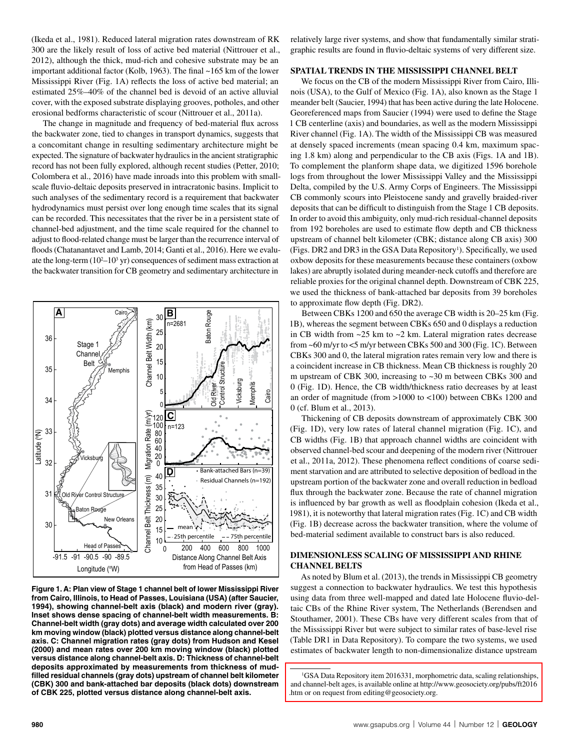(Ikeda et al., 1981). Reduced lateral migration rates downstream of RK 300 are the likely result of loss of active bed material (Nittrouer et al., 2012), although the thick, mud-rich and cohesive substrate may be an important additional factor (Kolb, 1963). The final ~165 km of the lower Mississippi River (Fig. 1A) reflects the loss of active bed material; an estimated 25%–40% of the channel bed is devoid of an active alluvial cover, with the exposed substrate displaying grooves, potholes, and other erosional bedforms characteristic of scour (Nittrouer et al., 2011a).

The change in magnitude and frequency of bed-material flux across the backwater zone, tied to changes in transport dynamics, suggests that a concomitant change in resulting sedimentary architecture might be expected. The signature of backwater hydraulics in the ancient stratigraphic record has not been fully explored, although recent studies (Petter, 2010; Colombera et al., 2016) have made inroads into this problem with small-scale fluvio-deltaic deposits preserved in intracratonic basins. Implicit to such analyses of the sedimentary record is a requirement that backwater hydrodynamics must persist over long enough time scales that its signal can be recorded. This necessitates that the river be in a persistent state of channel-bed adjustment, and the time scale required for the channel to adjust to flood-related change must be larger than the recurrence interval of floods (Chatanantavet and Lamb, 2014; Ganti et al., 2016). Here we evaluate the long-term ($10^2$–$10^3$ yr) consequences of sediment mass extraction at the backwater transition for CB geometry and sedimentary architecture in relatively large river systems, and show that fundamentally similar stratigraphic results are found in fluvio-deltaic systems of very different size.

**Figure 1. A: Plan view of Stage 1 channel belt of lower Mississippi River from Cairo, Illinois, to Head of Passes, Louisiana (USA) (after Saucier, 1994), showing channel-belt axis (black) and modern river (gray). Inset shows dense spacing of channel-belt width measurements. B: Channel-belt width (gray dots) and average width calculated over 200 km moving window (black) plotted versus distance along channel-belt axis. C: Channel migration rates (gray dots) from Hudson and Kesel (2000) and mean rates over 200 km moving window (black) plotted versus distance along channel-belt axis. D: Thickness of channel-belt deposits approximated by measurements from thickness of mud-filled residual channels (gray dots) upstream of channel belt kilometer (CBK) 300 and bank-attached bar deposits (black dots) downstream of CBK 225, plotted versus distance along channel-belt axis.**

## SPATIAL TRENDS IN THE MISSISSIPPI CHANNEL BELT

We focus on the CB of the modern Mississippi River from Cairo, Illinois (USA), to the Gulf of Mexico (Fig. 1A), also known as the Stage 1 meander belt (Saucier, 1994) that has been active during the late Holocene. Georeferenced maps from Saucier (1994) were used to define the Stage 1 CB centerline (axis) and boundaries, as well as the modern Mississippi River channel (Fig. 1A). The width of the Mississippi CB was measured at densely spaced increments (mean spacing 0.4 km, maximum spacing 1.8 km) along and perpendicular to the CB axis (Figs. 1A and 1B). To complement the planform shape data, we digitized 1596 borehole logs from throughout the lower Mississippi Valley and the Mississippi Delta, compiled by the U.S. Army Corps of Engineers. The Mississippi CB commonly scours into Pleistocene sandy and gravelly braided-river deposits that can be difficult to distinguish from the Stage 1 CB deposits. In order to avoid this ambiguity, only mud-rich residual-channel deposits from 192 boreholes are used to estimate flow depth and CB thickness upstream of channel belt kilometer (CBK; distance along CB axis) 300 (Figs. DR2 and DR3 in the GSA Data Repository[1]). Specifically, we used oxbow deposits for these measurements because these containers (oxbow lakes) are abruptly isolated during meander-neck cutoffs and therefore are reliable proxies for the original channel depth. Downstream of CBK 225, we used the thickness of bank-attached bar deposits from 39 boreholes to approximate flow depth (Fig. DR2).

Between CBKs 1200 and 650 the average CB width is 20–25 km (Fig. 1B), whereas the segment between CBKs 650 and 0 displays a reduction in CB width from ~25 km to ~2 km. Lateral migration rates decrease from ~60 m/yr to <5 m/yr between CBKs 500 and 300 (Fig. 1C). Between CBKs 300 and 0, the lateral migration rates remain very low and there is a coincident increase in CB thickness. Mean CB thickness is roughly 20 m upstream of CBK 300, increasing to ~30 m between CBKs 300 and 0 (Fig. 1D). Hence, the CB width/thickness ratio decreases by at least an order of magnitude (from >1000 to <100) between CBKs 1200 and 0 (cf. Blum et al., 2013).

Thickening of CB deposits downstream of approximately CBK 300 (Fig. 1D), very low rates of lateral channel migration (Fig. 1C), and CB widths (Fig. 1B) that approach channel widths are coincident with observed channel-bed scour and deepening of the modern river (Nittrouer et al., 2011a, 2012). These phenomena reflect conditions of coarse sediment starvation and are attributed to selective deposition of bedload in the upstream portion of the backwater zone and overall reduction in bedload flux through the backwater zone. Because the rate of channel migration is influenced by bar growth as well as floodplain cohesion (Ikeda et al., 1981), it is noteworthy that lateral migration rates (Fig. 1C) and CB width (Fig. 1B) decrease across the backwater transition, where the volume of bed-material sediment available to construct bars is also reduced.

## DIMENSIONLESS SCALING OF MISSISSIPPI AND RHINE CHANNEL BELTS

As noted by Blum et al. (2013), the trends in Mississippi CB geometry suggest a connection to backwater hydraulics. We test this hypothesis using data from three well-mapped and dated late Holocene fluvio-deltaic CBs of the Rhine River system, The Netherlands (Berendsen and Stouthamer, 2001). These CBs have very different scales from that of the Mississippi River but were subject to similar rates of base-level rise (Table DR1 in Data Repository). To compare the two systems, we used estimates of backwater length to non-dimensionalize distance upstream

[1]GSA Data Repository item 2016331, morphometric data, scaling relationships, and channel-belt ages, is available online at http://www.geosociety.org/pubs/ft2016.htm or on request from editing@geosociety.org.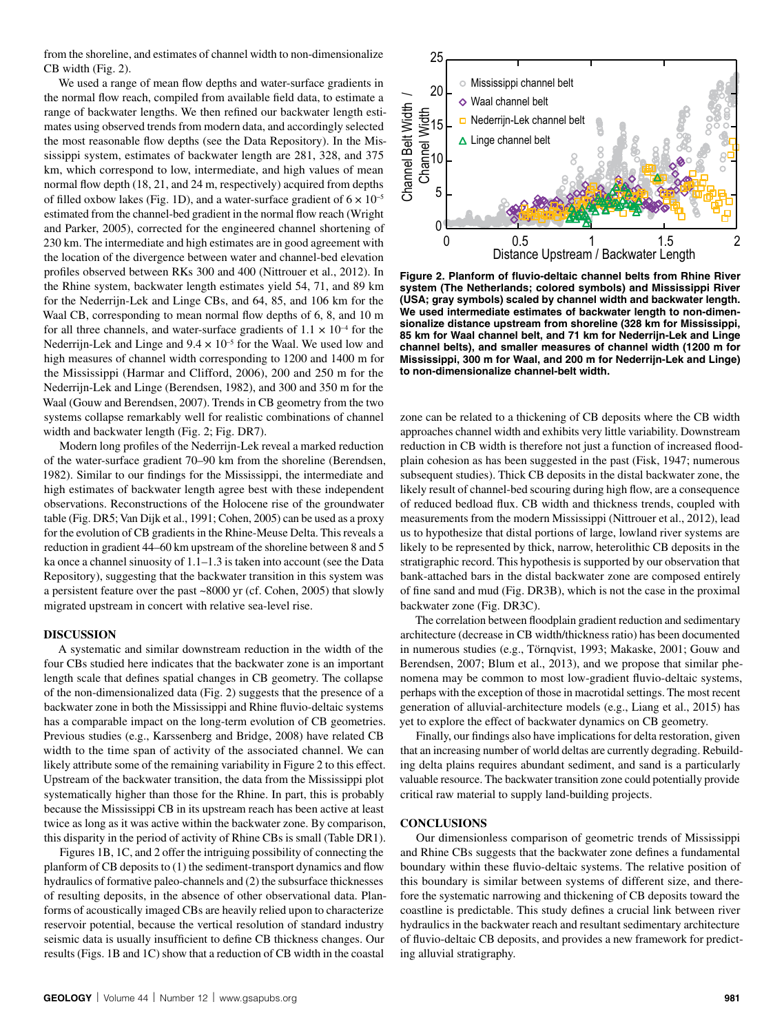from the shoreline, and estimates of channel width to non-dimensionalize CB width (Fig. 2).

We used a range of mean flow depths and water-surface gradients in the normal flow reach, compiled from available field data, to estimate a range of backwater lengths. We then refined our backwater length estimates using observed trends from modern data, and accordingly selected the most reasonable flow depths (see the Data Repository). In the Mississippi system, estimates of backwater length are 281, 328, and 375 km, which correspond to low, intermediate, and high values of mean normal flow depth (18, 21, and 24 m, respectively) acquired from depths of filled oxbow lakes (Fig. 1D), and a water-surface gradient of $6 \times 10^{-5}$ estimated from the channel-bed gradient in the normal flow reach (Wright and Parker, 2005), corrected for the engineered channel shortening of 230 km. The intermediate and high estimates are in good agreement with the location of the divergence between water and channel-bed elevation profiles observed between RKs 300 and 400 (Nittrouer et al., 2012). In the Rhine system, backwater length estimates yield 54, 71, and 89 km for the Nederrijn-Lek and Linge CBs, and 64, 85, and 106 km for the Waal CB, corresponding to mean normal flow depths of 6, 8, and 10 m for all three channels, and water-surface gradients of $1.1 \times 10^{-4}$ for the Nederrijn-Lek and Linge and $9.4 \times 10^{-5}$ for the Waal. We used low and high measures of channel width corresponding to 1200 and 1400 m for the Mississippi (Harmar and Clifford, 2006), 200 and 250 m for the Nederrijn-Lek and Linge (Berendsen, 1982), and 300 and 350 m for the Waal (Gouw and Berendsen, 2007). Trends in CB geometry from the two systems collapse remarkably well for realistic combinations of channel width and backwater length (Fig. 2; Fig. DR7).

Modern long profiles of the Nederrijn-Lek reveal a marked reduction of the water-surface gradient 70–90 km from the shoreline (Berendsen, 1982). Similar to our findings for the Mississippi, the intermediate and high estimates of backwater length agree best with these independent observations. Reconstructions of the Holocene rise of the groundwater table (Fig. DR5; Van Dijk et al., 1991; Cohen, 2005) can be used as a proxy for the evolution of CB gradients in the Rhine-Meuse Delta. This reveals a reduction in gradient 44–60 km upstream of the shoreline between 8 and 5 ka once a channel sinuosity of 1.1–1.3 is taken into account (see the Data Repository), suggesting that the backwater transition in this system was a persistent feature over the past ~8000 yr (cf. Cohen, 2005) that slowly migrated upstream in concert with relative sea-level rise.

Figure 2. Planform of fluvio-deltaic channel belts from Rhine River system (The Netherlands; colored symbols) and Mississippi River (USA; gray symbols) scaled by channel width and backwater length. We used intermediate estimates of backwater length to non-dimensionalize distance upstream from shoreline (328 km for Mississippi, 85 km for Waal channel belt, and 71 km for Nederrijn-Lek and Linge channel belts), and smaller measures of channel width (1200 m for Mississippi, 300 m for Waal, and 200 m for Nederrijn-Lek and Linge) to non-dimensionalize channel-belt width.

## DISCUSSION

A systematic and similar downstream reduction in the width of the four CBs studied here indicates that the backwater zone is an important length scale that defines spatial changes in CB geometry. The collapse of the non-dimensionalized data (Fig. 2) suggests that the presence of a backwater zone in both the Mississippi and Rhine fluvio-deltaic systems has a comparable impact on the long-term evolution of CB geometries. Previous studies (e.g., Karssenberg and Bridge, 2008) have related CB width to the time span of activity of the associated channel. We can likely attribute some of the remaining variability in Figure 2 to this effect. Upstream of the backwater transition, the data from the Mississippi plot systematically higher than those for the Rhine. In part, this is probably because the Mississippi CB in its upstream reach has been active at least twice as long as it was active within the backwater zone. By comparison, this disparity in the period of activity of Rhine CBs is small (Table DR1).

Figures 1B, 1C, and 2 offer the intriguing possibility of connecting the planform of CB deposits to (1) the sediment-transport dynamics and flow hydraulics of formative paleo-channels and (2) the subsurface thicknesses of resulting deposits, in the absence of other observational data. Planforms of acoustically imaged CBs are heavily relied upon to characterize reservoir potential, because the vertical resolution of standard industry seismic data is usually insufficient to define CB thickness changes. Our results (Figs. 1B and 1C) show that a reduction of CB width in the coastal zone can be related to a thickening of CB deposits where the CB width approaches channel width and exhibits very little variability. Downstream reduction in CB width is therefore not just a function of increased floodplain cohesion as has been suggested in the past (Fisk, 1947; numerous subsequent studies). Thick CB deposits in the distal backwater zone, the likely result of channel-bed scouring during high flow, are a consequence of reduced bedload flux. CB width and thickness trends, coupled with measurements from the modern Mississippi (Nittrouer et al., 2012), lead us to hypothesize that distal portions of large, lowland river systems are likely to be represented by thick, narrow, heterolithic CB deposits in the stratigraphic record. This hypothesis is supported by our observation that bank-attached bars in the distal backwater zone are composed entirely of fine sand and mud (Fig. DR3B), which is not the case in the proximal backwater zone (Fig. DR3C).

The correlation between floodplain gradient reduction and sedimentary architecture (decrease in CB width/thickness ratio) has been documented in numerous studies (e.g., Törnqvist, 1993; Makaske, 2001; Gouw and Berendsen, 2007; Blum et al., 2013), and we propose that similar phenomena may be common to most low-gradient fluvio-deltaic systems, perhaps with the exception of those in macrotidal settings. The most recent generation of alluvial-architecture models (e.g., Liang et al., 2015) has yet to explore the effect of backwater dynamics on CB geometry.

Finally, our findings also have implications for delta restoration, given that an increasing number of world deltas are currently degrading. Rebuilding delta plains requires abundant sediment, and sand is a particularly valuable resource. The backwater transition zone could potentially provide critical raw material to supply land-building projects.

## CONCLUSIONS

Our dimensionless comparison of geometric trends of Mississippi and Rhine CBs suggests that the backwater zone defines a fundamental boundary within these fluvio-deltaic systems. The relative position of this boundary is similar between systems of different size, and therefore the systematic narrowing and thickening of CB deposits toward the coastline is predictable. This study defines a crucial link between river hydraulics in the backwater reach and resultant sedimentary architecture of fluvio-deltaic CB deposits, and provides a new framework for predicting alluvial stratigraphy.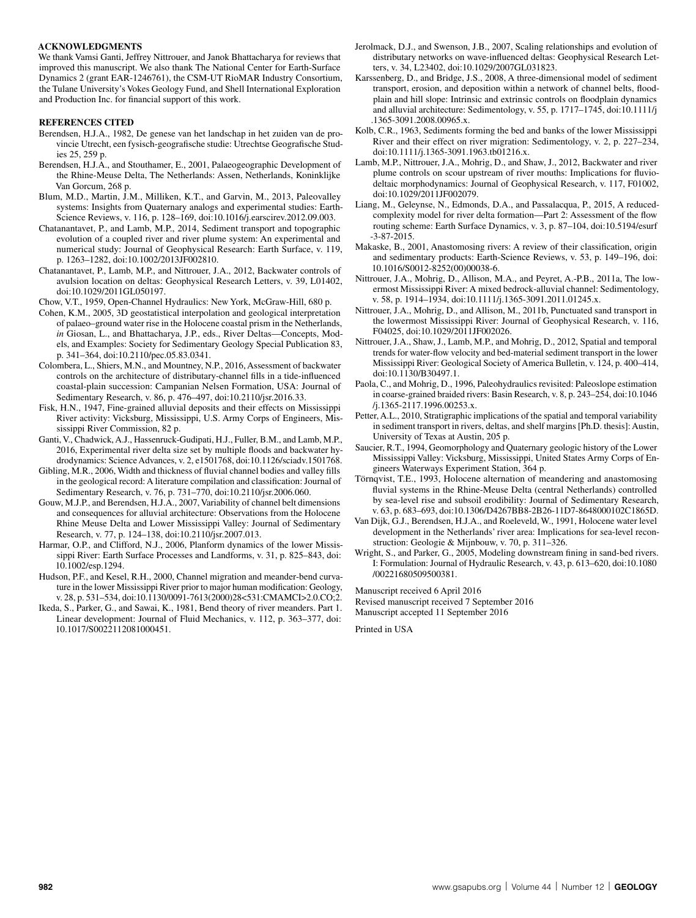### ACKNOWLEDGMENTS

We thank Vamsi Ganti, Jeffrey Nittrouer, and Janok Bhattacharya for reviews that improved this manuscript. We also thank The National Center for Earth-Surface Dynamics 2 (grant EAR-1246761), the CSM-UT RioMAR Industry Consortium, the Tulane University's Vokes Geology Fund, and Shell International Exploration and Production Inc. for financial support of this work.

### REFERENCES CITED

Berendsen, H.J.A., 1982, De genese van het landschap in het zuiden van de provincie Utrecht, een fysisch-geografische studie: Utrechtse Geografische Studies 25, 259 p.

Berendsen, H.J.A., and Stouthamer, E., 2001, Palaeogeographic Development of the Rhine-Meuse Delta, The Netherlands: Assen, Netherlands, Koninklijke Van Gorcum, 268 p.

Blum, M.D., Martin, J.M., Milliken, K.T., and Garvin, M., 2013, Paleovalley systems: Insights from Quaternary analogs and experimental studies: Earth-Science Reviews, v. 116, p. 128–169, doi:10.1016/j.earscirev.2012.09.003.

Chatanantavet, P., and Lamb, M.P., 2014, Sediment transport and topographic evolution of a coupled river and river plume system: An experimental and numerical study: Journal of Geophysical Research: Earth Surface, v. 119, p. 1263–1282, doi:10.1002/2013JF002810.

Chatanantavet, P., Lamb, M.P., and Nittrouer, J.A., 2012, Backwater controls of avulsion location on deltas: Geophysical Research Letters, v. 39, L01402, doi:10.1029/2011GL050197.

Chow, V.T., 1959, Open-Channel Hydraulics: New York, McGraw-Hill, 680 p.

Cohen, K.M., 2005, 3D geostatistical interpolation and geological interpretation of palaeo–ground water rise in the Holocene coastal prism in the Netherlands, *in* Giosan, L., and Bhattacharya, J.P., eds., River Deltas—Concepts, Models, and Examples: Society for Sedimentary Geology Special Publication 83, p. 341–364, doi:10.2110/pec.05.83.0341.

Colombera, L., Shiers, M.N., and Mountney, N.P., 2016, Assessment of backwater controls on the architecture of distributary-channel fills in a tide-influenced coastal-plain succession: Campanian Nelsen Formation, USA: Journal of Sedimentary Research, v. 86, p. 476–497, doi:10.2110/jsr.2016.33.

Fisk, H.N., 1947, Fine-grained alluvial deposits and their effects on Mississippi River activity: Vicksburg, Mississippi, U.S. Army Corps of Engineers, Mississippi River Commission, 82 p.

Ganti, V., Chadwick, A.J., Hassenruck-Gudipati, H.J., Fuller, B.M., and Lamb, M.P., 2016, Experimental river delta size set by multiple floods and backwater hydrodynamics: Science Advances, v. 2, e1501768, doi:10.1126/sciadv.1501768.

Gibling, M.R., 2006, Width and thickness of fluvial channel bodies and valley fills in the geological record: A literature compilation and classification: Journal of Sedimentary Research, v. 76, p. 731–770, doi:10.2110/jsr.2006.060.

Gouw, M.J.P., and Berendsen, H.J.A., 2007, Variability of channel belt dimensions and consequences for alluvial architecture: Observations from the Holocene Rhine Meuse Delta and Lower Mississippi Valley: Journal of Sedimentary Research, v. 77, p. 124–138, doi:10.2110/jsr.2007.013.

Harmar, O.P., and Clifford, N.J., 2006, Planform dynamics of the lower Mississippi River: Earth Surface Processes and Landforms, v. 31, p. 825–843, doi:10.1002/esp.1294.

Hudson, P.F., and Kesel, R.H., 2000, Channel migration and meander-bend curvature in the lower Mississippi River prior to major human modification: Geology, v. 28, p. 531–534, doi:10.1130/0091-7613(2000)28<531:CMAMCI>2.0.CO;2.

Ikeda, S., Parker, G., and Sawai, K., 1981, Bend theory of river meanders. Part 1. Linear development: Journal of Fluid Mechanics, v. 112, p. 363–377, doi:10.1017/S0022112081000451.

Jerolmack, D.J., and Swenson, J.B., 2007, Scaling relationships and evolution of distributary networks on wave-influenced deltas: Geophysical Research Letters, v. 34, L23402, doi:10.1029/2007GL031823.

Karssenberg, D., and Bridge, J.S., 2008, A three-dimensional model of sediment transport, erosion, and deposition within a network of channel belts, floodplain and hill slope: Intrinsic and extrinsic controls on floodplain dynamics and alluvial architecture: Sedimentology, v. 55, p. 1717–1745, doi:10.1111/j.1365-3091.2008.00965.x.

Kolb, C.R., 1963, Sediments forming the bed and banks of the lower Mississippi River and their effect on river migration: Sedimentology, v. 2, p. 227–234, doi:10.1111/j.1365-3091.1963.tb01216.x.

Lamb, M.P., Nittrouer, J.A., Mohrig, D., and Shaw, J., 2012, Backwater and river plume controls on scour upstream of river mouths: Implications for fluvio-deltaic morphodynamics: Journal of Geophysical Research, v. 117, F01002, doi:10.1029/2011JF002079.

Liang, M., Geleynse, N., Edmonds, D.A., and Passalacqua, P., 2015, A reduced-complexity model for river delta formation—Part 2: Assessment of the flow routing scheme: Earth Surface Dynamics, v. 3, p. 87–104, doi:10.5194/esurf-3-87-2015.

Makaske, B., 2001, Anastomosing rivers: A review of their classification, origin and sedimentary products: Earth-Science Reviews, v. 53, p. 149–196, doi:10.1016/S0012-8252(00)00038-6.

Nittrouer, J.A., Mohrig, D., Allison, M.A., and Peyret, A.-P.B., 2011a, The lowermost Mississippi River: A mixed bedrock-alluvial channel: Sedimentology, v. 58, p. 1914–1934, doi:10.1111/j.1365-3091.2011.01245.x.

Nittrouer, J.A., Mohrig, D., and Allison, M., 2011b, Punctuated sand transport in the lowermost Mississippi River: Journal of Geophysical Research, v. 116, F04025, doi:10.1029/2011JF002026.

Nittrouer, J.A., Shaw, J., Lamb, M.P., and Mohrig, D., 2012, Spatial and temporal trends for water-flow velocity and bed-material sediment transport in the lower Mississippi River: Geological Society of America Bulletin, v. 124, p. 400–414, doi:10.1130/B30497.1.

Paola, C., and Mohrig, D., 1996, Paleohydraulics revisited: Paleoslope estimation in coarse-grained braided rivers: Basin Research, v. 8, p. 243–254, doi:10.1046/j.1365-2117.1996.00253.x.

Petter, A.L., 2010, Stratigraphic implications of the spatial and temporal variability in sediment transport in rivers, deltas, and shelf margins [Ph.D. thesis]: Austin, University of Texas at Austin, 205 p.

Saucier, R.T., 1994, Geomorphology and Quaternary geologic history of the Lower Mississippi Valley: Vicksburg, Mississippi, United States Army Corps of Engineers Waterways Experiment Station, 364 p.

Törnqvist, T.E., 1993, Holocene alternation of meandering and anastomosing fluvial systems in the Rhine-Meuse Delta (central Netherlands) controlled by sea-level rise and subsoil erodibility: Journal of Sedimentary Research, v. 63, p. 683–693, doi:10.1306/D4267BB8-2B26-11D7-8648000102C1865D.

Van Dijk, G.J., Berendsen, H.J.A., and Roeleveld, W., 1991, Holocene water level development in the Netherlands' river area: Implications for sea-level reconstruction: Geologie & Mijnbouw, v. 70, p. 311–326.

Wright, S., and Parker, G., 2005, Modeling downstream fining in sand-bed rivers. I: Formulation: Journal of Hydraulic Research, v. 43, p. 613–620, doi:10.1080/00221680509500381.

Manuscript received 6 April 2016
Revised manuscript received 7 September 2016
Manuscript accepted 11 September 2016

Printed in USA